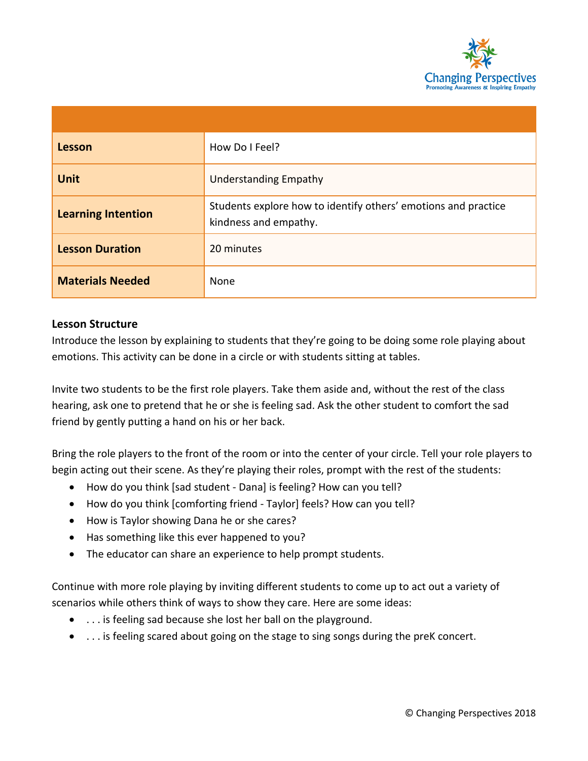Changing Perspectives
Promoting Awareness & Inspiring Empathy

| | |
|---|---|
| **Lesson** | How Do I Feel? |
| **Unit** | Understanding Empathy |
| **Learning Intention** | Students explore how to identify others' emotions and practice kindness and empathy. |
| **Lesson Duration** | 20 minutes |
| **Materials Needed** | None |

**Lesson Structure**

Introduce the lesson by explaining to students that they're going to be doing some role playing about emotions. This activity can be done in a circle or with students sitting at tables.

Invite two students to be the first role players. Take them aside and, without the rest of the class hearing, ask one to pretend that he or she is feeling sad. Ask the other student to comfort the sad friend by gently putting a hand on his or her back.

Bring the role players to the front of the room or into the center of your circle. Tell your role players to begin acting out their scene. As they're playing their roles, prompt with the rest of the students:

- How do you think [sad student - Dana] is feeling? How can you tell?
- How do you think [comforting friend - Taylor] feels? How can you tell?
- How is Taylor showing Dana he or she cares?
- Has something like this ever happened to you?
- The educator can share an experience to help prompt students.

Continue with more role playing by inviting different students to come up to act out a variety of scenarios while others think of ways to show they care. Here are some ideas:

- . . . is feeling sad because she lost her ball on the playground.
- . . . is feeling scared about going on the stage to sing songs during the preK concert.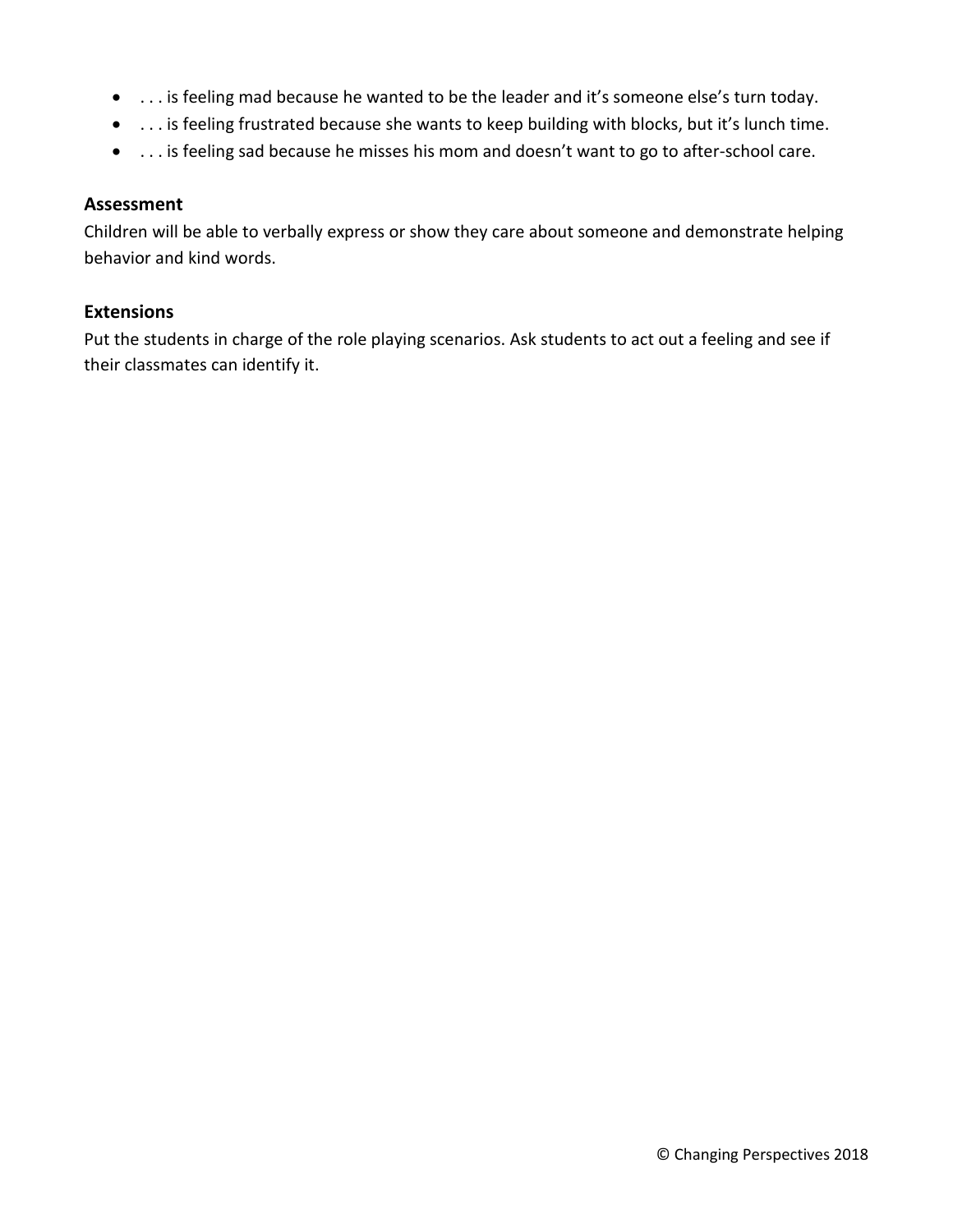- . . . is feeling mad because he wanted to be the leader and it's someone else's turn today.
- . . . is feeling frustrated because she wants to keep building with blocks, but it's lunch time.
- . . . is feeling sad because he misses his mom and doesn't want to go to after-school care.

### Assessment

Children will be able to verbally express or show they care about someone and demonstrate helping behavior and kind words.

### Extensions

Put the students in charge of the role playing scenarios. Ask students to act out a feeling and see if their classmates can identify it.

© Changing Perspectives 2018